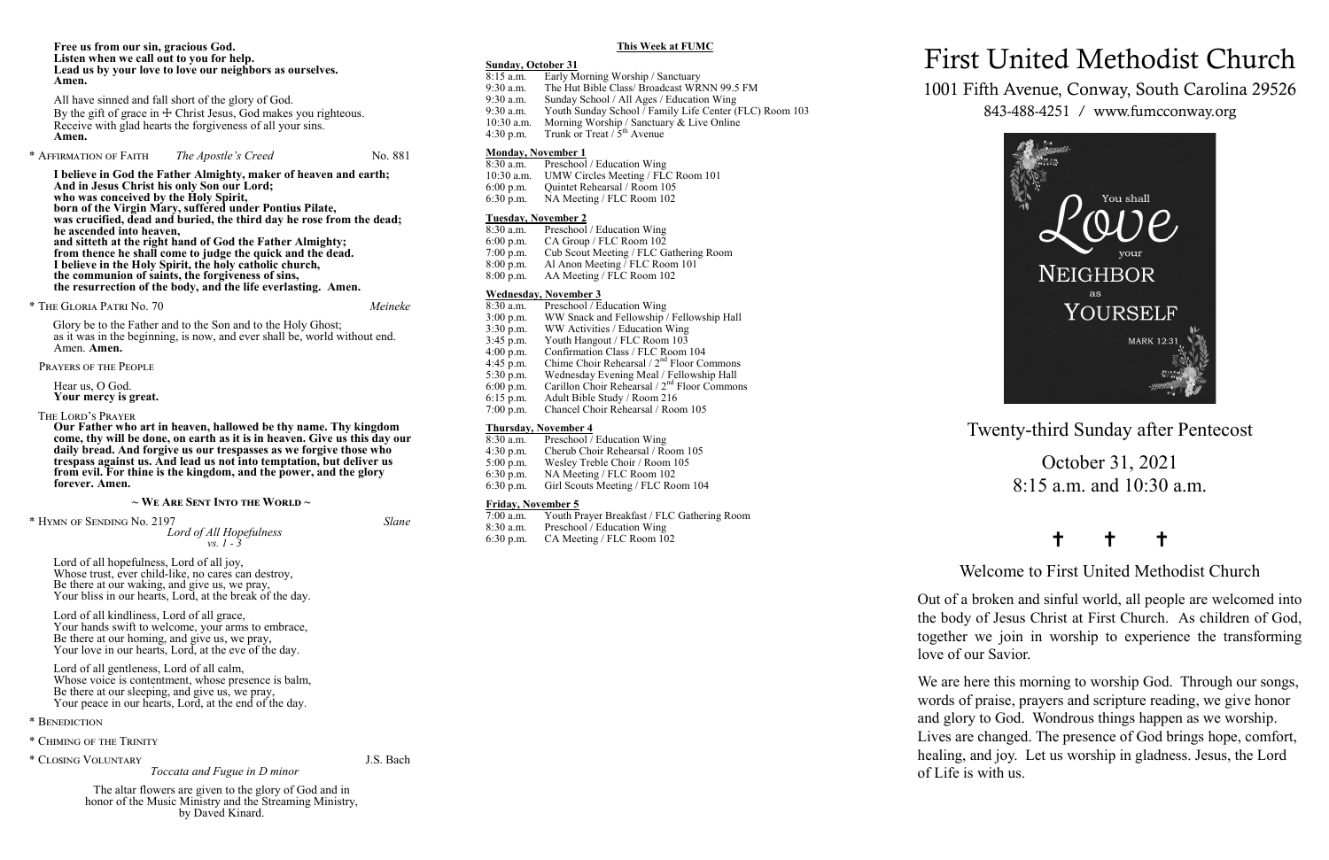**Free us from our sin, gracious God.**
**Listen when we call out to you for help.**
**Lead us by your love to love our neighbors as ourselves.**
**Amen.**

All have sinned and fall short of the glory of God.
By the gift of grace in ☩ Christ Jesus, God makes you righteous.
Receive with glad hearts the forgiveness of all your sins.
**Amen.**

\* Affirmation of Faith *The Apostle's Creed* No. 881

**I believe in God the Father Almighty, maker of heaven and earth;**
**And in Jesus Christ his only Son our Lord;**
**who was conceived by the Holy Spirit,**
**born of the Virgin Mary, suffered under Pontius Pilate,**
**was crucified, dead and buried, the third day he rose from the dead;**
**he ascended into heaven,**
**and sitteth at the right hand of God the Father Almighty;**
**from thence he shall come to judge the quick and the dead.**
**I believe in the Holy Spirit, the holy catholic church,**
**the communion of saints, the forgiveness of sins,**
**the resurrection of the body, and the life everlasting. Amen.**

\* The Gloria Patri No. 70 *Meineke*

Glory be to the Father and to the Son and to the Holy Ghost;
as it was in the beginning, is now, and ever shall be, world without end.
Amen. **Amen.**

Prayers of the People

Hear us, O God.
**Your mercy is great.**

The Lord's Prayer

**Our Father who art in heaven, hallowed be thy name. Thy kingdom come, thy will be done, on earth as it is in heaven. Give us this day our daily bread. And forgive us our trespasses as we forgive those who trespass against us. And lead us not into temptation, but deliver us from evil. For thine is the kingdom, and the power, and the glory forever. Amen.**

~ We Are Sent Into the World ~

\* Hymn of Sending No. 2197 *Slane*
*Lord of All Hopefulness*
*vs. 1 - 3*

Lord of all hopefulness, Lord of all joy,
Whose trust, ever child-like, no cares can destroy,
Be there at our waking, and give us, we pray,
Your bliss in our hearts, Lord, at the break of the day.

Lord of all kindliness, Lord of all grace,
Your hands swift to welcome, your arms to embrace,
Be there at our homing, and give us, we pray,
Your love in our hearts, Lord, at the eve of the day.

Lord of all gentleness, Lord of all calm,
Whose voice is contentment, whose presence is balm,
Be there at our sleeping, and give us, we pray,
Your peace in our hearts, Lord, at the end of the day.

\* Benediction

\* Chiming of the Trinity

\* Closing Voluntary J.S. Bach
*Toccata and Fugue in D minor*

The altar flowers are given to the glory of God and in honor of the Music Ministry and the Streaming Ministry, by Daved Kinard.

## This Week at FUMC

**Sunday, October 31**
- 8:15 a.m. Early Morning Worship / Sanctuary
- 9:30 a.m. The Hut Bible Class/ Broadcast WRNN 99.5 FM
- 9:30 a.m. Sunday School / All Ages / Education Wing
- 9:30 a.m. Youth Sunday School / Family Life Center (FLC) Room 103
- 10:30 a.m. Morning Worship / Sanctuary & Live Online
- 4:30 p.m. Trunk or Treat / 5th Avenue

**Monday, November 1**
- 8:30 a.m. Preschool / Education Wing
- 10:30 a.m. UMW Circles Meeting / FLC Room 101
- 6:00 p.m. Quintet Rehearsal / Room 105
- 6:30 p.m. NA Meeting / FLC Room 102

**Tuesday, November 2**
- 8:30 a.m. Preschool / Education Wing
- 6:00 p.m. CA Group / FLC Room 102
- 7:00 p.m. Cub Scout Meeting / FLC Gathering Room
- 8:00 p.m. Al Anon Meeting / FLC Room 101
- 8:00 p.m. AA Meeting / FLC Room 102

**Wednesday, November 3**
- 8:30 a.m. Preschool / Education Wing
- 3:00 p.m. WW Snack and Fellowship / Fellowship Hall
- 3:30 p.m. WW Activities / Education Wing
- 3:45 p.m. Youth Hangout / FLC Room 103
- 4:00 p.m. Confirmation Class / FLC Room 104
- 4:45 p.m. Chime Choir Rehearsal / 2nd Floor Commons
- 5:30 p.m. Wednesday Evening Meal / Fellowship Hall
- 6:00 p.m. Carillon Choir Rehearsal / 2nd Floor Commons
- 6:15 p.m. Adult Bible Study / Room 216
- 7:00 p.m. Chancel Choir Rehearsal / Room 105

**Thursday, November 4**
- 8:30 a.m. Preschool / Education Wing
- 4:30 p.m. Cherub Choir Rehearsal / Room 105
- 5:00 p.m. Wesley Treble Choir / Room 105
- 6:30 p.m. NA Meeting / FLC Room 102
- 6:30 p.m. Girl Scouts Meeting / FLC Room 104

**Friday, November 5**
- 7:00 a.m. Youth Prayer Breakfast / FLC Gathering Room
- 8:30 a.m. Preschool / Education Wing
- 6:30 p.m. CA Meeting / FLC Room 102

# First United Methodist Church

1001 Fifth Avenue, Conway, South Carolina 29526
843-488-4251 / www.fumcconway.org

You shall *Love* your NEIGHBOR as YOURSELF
MARK 12:31

## Twenty-third Sunday after Pentecost

October 31, 2021
8:15 a.m. and 10:30 a.m.

✝ ✝ ✝

Welcome to First United Methodist Church

Out of a broken and sinful world, all people are welcomed into the body of Jesus Christ at First Church. As children of God, together we join in worship to experience the transforming love of our Savior.

We are here this morning to worship God. Through our songs, words of praise, prayers and scripture reading, we give honor and glory to God. Wondrous things happen as we worship. Lives are changed. The presence of God brings hope, comfort, healing, and joy. Let us worship in gladness. Jesus, the Lord of Life is with us.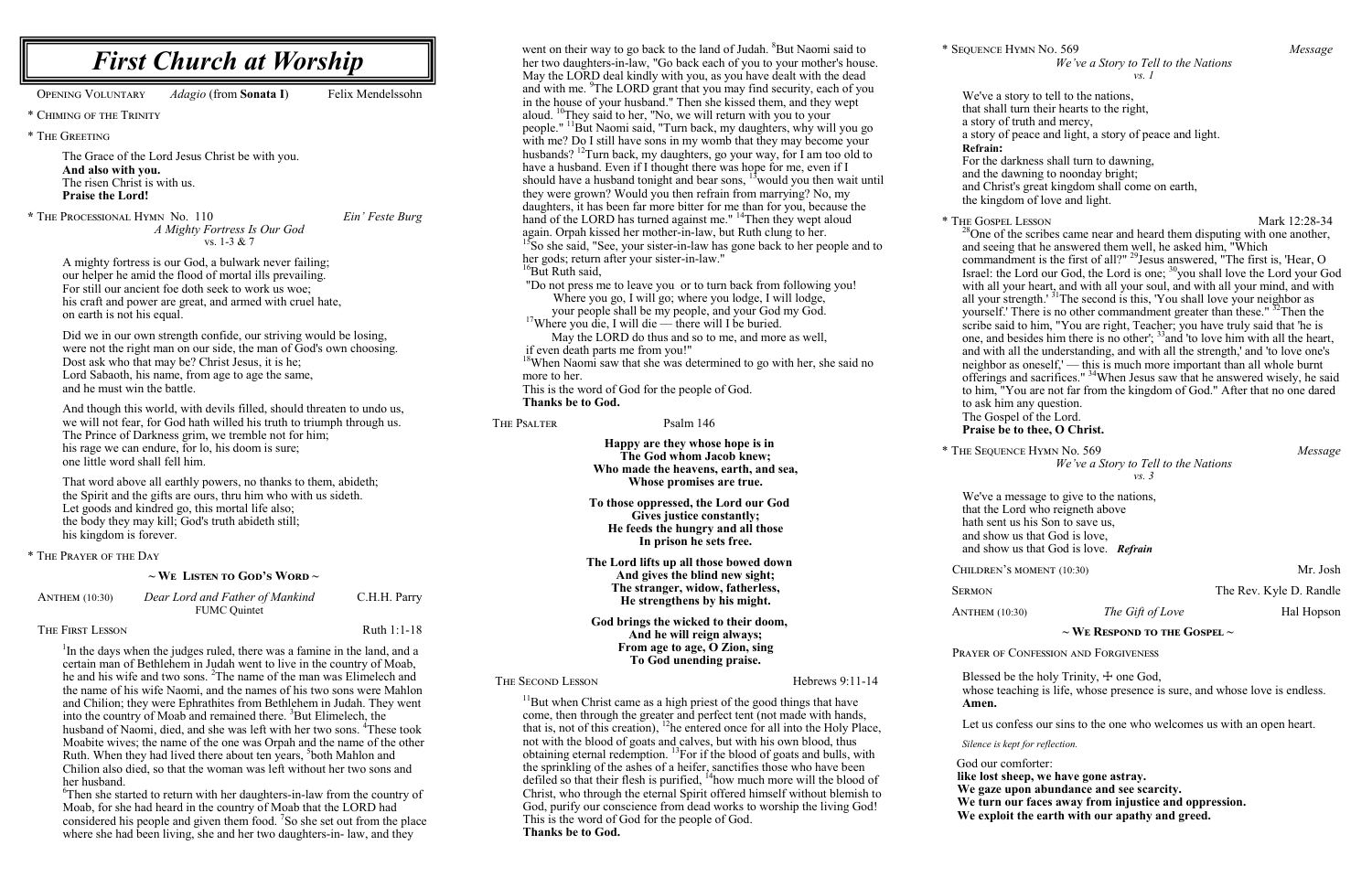# First Church at Worship

OPENING VOLUNTARY *Adagio* (from **Sonata I**) Felix Mendelssohn

\* CHIMING OF THE TRINITY

\* THE GREETING

The Grace of the Lord Jesus Christ be with you.
**And also with you.**
The risen Christ is with us.
**Praise the Lord!**

\* THE PROCESSIONAL HYMN No. 110 *Ein' Feste Burg*
*A Mighty Fortress Is Our God*
vs. 1-3 & 7

A mighty fortress is our God, a bulwark never failing;
our helper he amid the flood of mortal ills prevailing.
For still our ancient foe doth seek to work us woe;
his craft and power are great, and armed with cruel hate,
on earth is not his equal.

Did we in our own strength confide, our striving would be losing,
were not the right man on our side, the man of God's own choosing.
Dost ask who that may be? Christ Jesus, it is he;
Lord Sabaoth, his name, from age to age the same,
and he must win the battle.

And though this world, with devils filled, should threaten to undo us,
we will not fear, for God hath willed his truth to triumph through us.
The Prince of Darkness grim, we tremble not for him;
his rage we can endure, for lo, his doom is sure;
one little word shall fell him.

That word above all earthly powers, no thanks to them, abideth;
the Spirit and the gifts are ours, thru him who with us sideth.
Let goods and kindred go, this mortal life also;
the body they may kill; God's truth abideth still;
his kingdom is forever.

\* THE PRAYER OF THE DAY

## ~ We Listen to God's Word ~

ANTHEM (10:30) *Dear Lord and Father of Mankind* C.H.H. Parry
FUMC Quintet

THE FIRST LESSON Ruth 1:1-18

[1]In the days when the judges ruled, there was a famine in the land, and a certain man of Bethlehem in Judah went to live in the country of Moab, he and his wife and two sons. [2]The name of the man was Elimelech and the name of his wife Naomi, and the names of his two sons were Mahlon and Chilion; they were Ephrathites from Bethlehem in Judah. They went into the country of Moab and remained there. [3]But Elimelech, the husband of Naomi, died, and she was left with her two sons. [4]These took Moabite wives; the name of the one was Orpah and the name of the other Ruth. When they had lived there about ten years, [5]both Mahlon and Chilion also died, so that the woman was left without her two sons and her husband.
[6]Then she started to return with her daughters-in-law from the country of Moab, for she had heard in the country of Moab that the LORD had considered his people and given them food. [7]So she set out from the place where she had been living, she and her two daughters-in- law, and they went on their way to go back to the land of Judah. [8]But Naomi said to her two daughters-in-law, "Go back each of you to your mother's house. May the LORD deal kindly with you, as you have dealt with the dead and with me. [9]The LORD grant that you may find security, each of you in the house of your husband." Then she kissed them, and they wept aloud. [10]They said to her, "No, we will return with you to your people." [11]But Naomi said, "Turn back, my daughters, why will you go with me? Do I still have sons in my womb that they may become your husbands? [12]Turn back, my daughters, go your way, for I am too old to have a husband. Even if I thought there was hope for me, even if I should have a husband tonight and bear sons, [13]would you then wait until they were grown? Would you then refrain from marrying? No, my daughters, it has been far more bitter for me than for you, because the hand of the LORD has turned against me." [14]Then they wept aloud again. Orpah kissed her mother-in-law, but Ruth clung to her.
[15]So she said, "See, your sister-in-law has gone back to her people and to her gods; return after your sister-in-law."
[16]But Ruth said,
"Do not press me to leave you or to turn back from following you!
Where you go, I will go; where you lodge, I will lodge,
your people shall be my people, and your God my God.
[17]Where you die, I will die — there will I be buried.
May the LORD do thus and so to me, and more as well,
if even death parts me from you!"
[18]When Naomi saw that she was determined to go with her, she said no more to her.
This is the word of God for the people of God.
**Thanks be to God.**

THE PSALTER Psalm 146

**Happy are they whose hope is in
The God whom Jacob knew;
Who made the heavens, earth, and sea,
Whose promises are true.**

**To those oppressed, the Lord our God
Gives justice constantly;
He feeds the hungry and all those
In prison he sets free.**

**The Lord lifts up all those bowed down
And gives the blind new sight;
The stranger, widow, fatherless,
He strengthens by his might.**

**God brings the wicked to their doom,
And he will reign always;
From age to age, O Zion, sing
To God unending praise.**

THE SECOND LESSON Hebrews 9:11-14

[11]But when Christ came as a high priest of the good things that have come, then through the greater and perfect tent (not made with hands, that is, not of this creation), [12]he entered once for all into the Holy Place, not with the blood of goats and calves, but with his own blood, thus obtaining eternal redemption. [13]For if the blood of goats and bulls, with the sprinkling of the ashes of a heifer, sanctifies those who have been defiled so that their flesh is purified, [14]how much more will the blood of Christ, who through the eternal Spirit offered himself without blemish to God, purify our conscience from dead works to worship the living God!
This is the word of God for the people of God.
**Thanks be to God.**

\* SEQUENCE HYMN No. 569 *Message*
*We've a Story to Tell to the Nations*
*vs. 1*

We've a story to tell to the nations,
that shall turn their hearts to the right,
a story of truth and mercy,
a story of peace and light, a story of peace and light.
**Refrain:**
For the darkness shall turn to dawning,
and the dawning to noonday bright;
and Christ's great kingdom shall come on earth,
the kingdom of love and light.

\* THE GOSPEL LESSON Mark 12:28-34

[28]One of the scribes came near and heard them disputing with one another, and seeing that he answered them well, he asked him, "Which commandment is the first of all?" [29]Jesus answered, "The first is, 'Hear, O Israel: the Lord our God, the Lord is one; [30]you shall love the Lord your God with all your heart, and with all your soul, and with all your mind, and with all your strength.' [31]The second is this, 'You shall love your neighbor as yourself.' There is no other commandment greater than these." [32]Then the scribe said to him, "You are right, Teacher; you have truly said that 'he is one, and besides him there is no other'; [33]and 'to love him with all the heart, and with all the understanding, and with all the strength,' and 'to love one's neighbor as oneself,' — this is much more important than all whole burnt offerings and sacrifices." [34]When Jesus saw that he answered wisely, he said to him, "You are not far from the kingdom of God." After that no one dared to ask him any question.
The Gospel of the Lord.
**Praise be to thee, O Christ.**

\* THE SEQUENCE HYMN No. 569 *Message*
*We've a Story to Tell to the Nations*
*vs. 3*

We've a message to give to the nations,
that the Lord who reigneth above
hath sent us his Son to save us,
and show us that God is love,
and show us that God is love. ***Refrain***

CHILDREN'S MOMENT (10:30) Mr. Josh

SERMON The Rev. Kyle D. Randle

ANTHEM (10:30) *The Gift of Love* Hal Hopson

## ~ We Respond to the Gospel ~

PRAYER OF CONFESSION AND FORGIVENESS

Blessed be the holy Trinity, ☩ one God,
whose teaching is life, whose presence is sure, and whose love is endless.
**Amen.**

Let us confess our sins to the one who welcomes us with an open heart.

*Silence is kept for reflection.*

God our comforter:
**like lost sheep, we have gone astray.
We gaze upon abundance and see scarcity.
We turn our faces away from injustice and oppression.
We exploit the earth with our apathy and greed.**